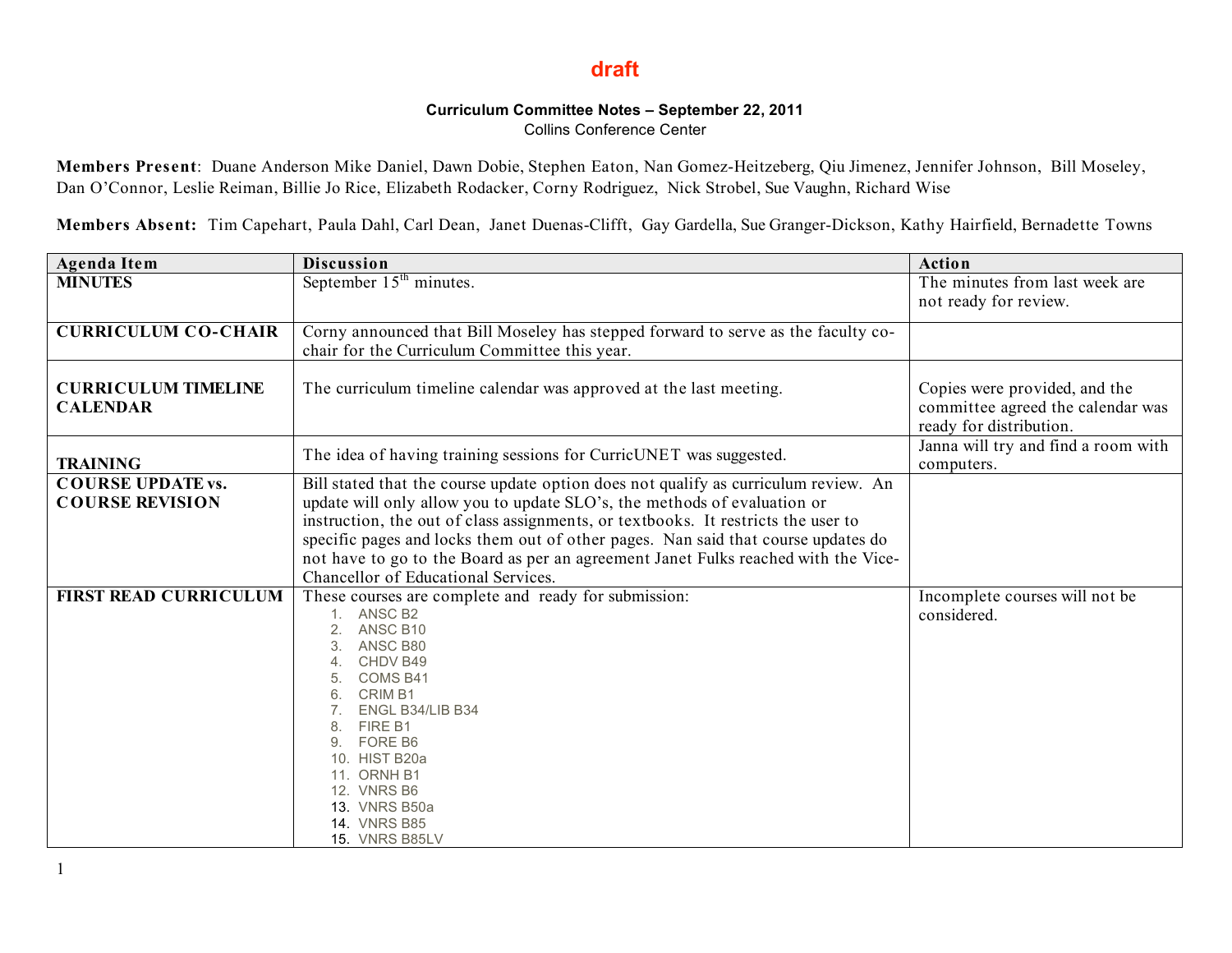draft

**Curriculum Committee Notes – September 22, 2011**
Collins Conference Center

**Members Present**: Duane Anderson Mike Daniel, Dawn Dobie, Stephen Eaton, Nan Gomez-Heitzeberg, Qiu Jimenez, Jennifer Johnson, Bill Moseley, Dan O'Connor, Leslie Reiman, Billie Jo Rice, Elizabeth Rodacker, Corny Rodriguez, Nick Strobel, Sue Vaughn, Richard Wise

**Members Absent:** Tim Capehart, Paula Dahl, Carl Dean, Janet Duenas-Clifft, Gay Gardella, Sue Granger-Dickson, Kathy Hairfield, Bernadette Towns

| Agenda Item | Discussion | Action |
|---|---|---|
| **MINUTES** | September 15th minutes. | The minutes from last week are not ready for review. |
| **CURRICULUM CO-CHAIR** | Corny announced that Bill Moseley has stepped forward to serve as the faculty co-chair for the Curriculum Committee this year. | |
| **CURRICULUM TIMELINE CALENDAR** | The curriculum timeline calendar was approved at the last meeting. | Copies were provided, and the committee agreed the calendar was ready for distribution. |
| **TRAINING** | The idea of having training sessions for CurricUNET was suggested. | Janna will try and find a room with computers. |
| **COURSE UPDATE vs. COURSE REVISION** | Bill stated that the course update option does not qualify as curriculum review. An update will only allow you to update SLO's, the methods of evaluation or instruction, the out of class assignments, or textbooks. It restricts the user to specific pages and locks them out of other pages. Nan said that course updates do not have to go to the Board as per an agreement Janet Fulks reached with the Vice-Chancellor of Educational Services. | |
| **FIRST READ CURRICULUM** | These courses are complete and ready for submission:<br>1. ANSC B2<br>2. ANSC B10<br>3. ANSC B80<br>4. CHDV B49<br>5. COMS B41<br>6. CRIM B1<br>7. ENGL B34/LIB B34<br>8. FIRE B1<br>9. FORE B6<br>10. HIST B20a<br>11. ORNH B1<br>12. VNRS B6<br>13. VNRS B50a<br>14. VNRS B85<br>15. VNRS B85LV | Incomplete courses will not be considered. |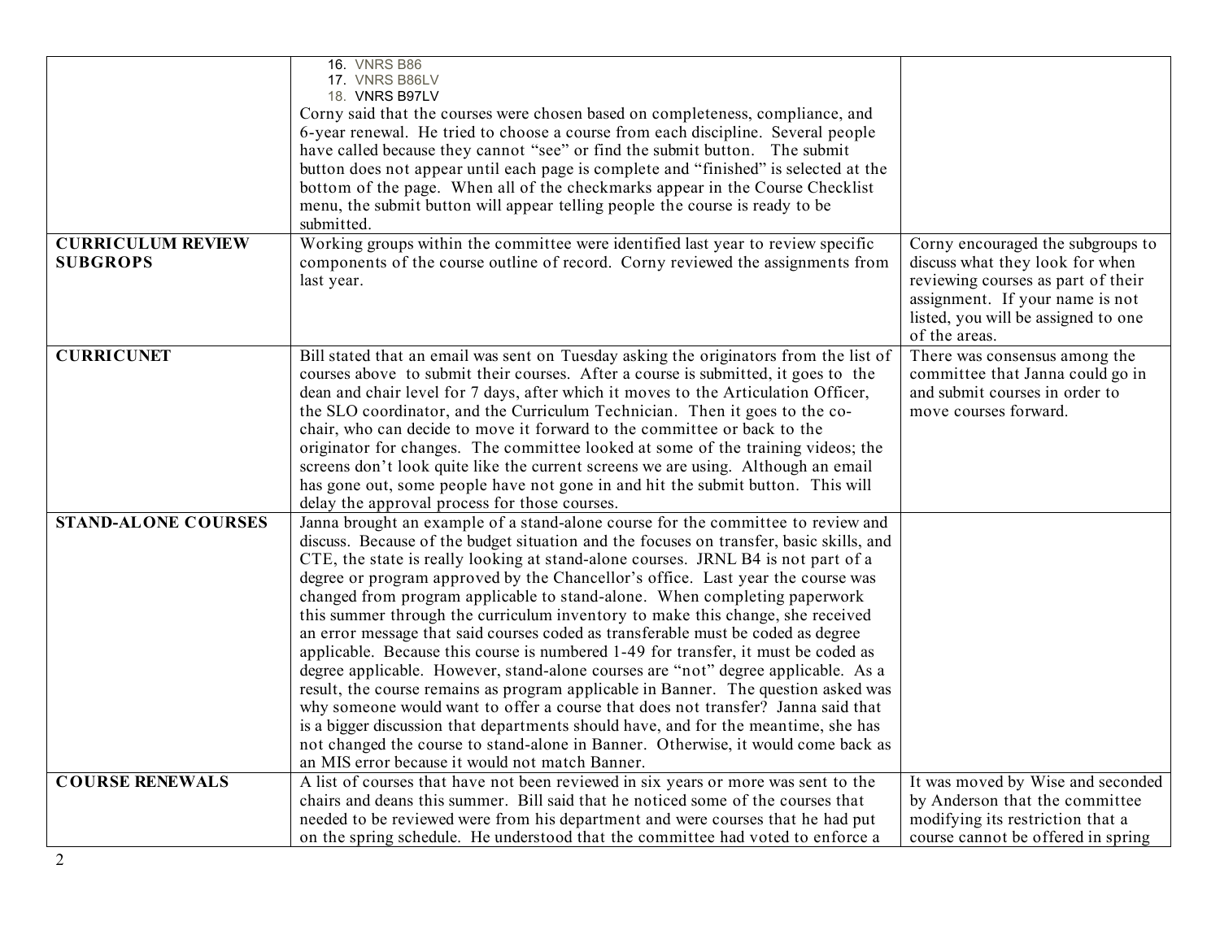| | | |
|---|---|---|
| | 16. VNRS B86<br>17. VNRS B86LV<br>18. VNRS B97LV<br>Corny said that the courses were chosen based on completeness, compliance, and 6-year renewal. He tried to choose a course from each discipline. Several people have called because they cannot "see" or find the submit button. The submit button does not appear until each page is complete and "finished" is selected at the bottom of the page. When all of the checkmarks appear in the Course Checklist menu, the submit button will appear telling people the course is ready to be submitted. | |
| **CURRICULUM REVIEW SUBGROPS** | Working groups within the committee were identified last year to review specific components of the course outline of record. Corny reviewed the assignments from last year. | Corny encouraged the subgroups to discuss what they look for when reviewing courses as part of their assignment. If your name is not listed, you will be assigned to one of the areas. |
| **CURRICUNET** | Bill stated that an email was sent on Tuesday asking the originators from the list of courses above to submit their courses. After a course is submitted, it goes to the dean and chair level for 7 days, after which it moves to the Articulation Officer, the SLO coordinator, and the Curriculum Technician. Then it goes to the co-chair, who can decide to move it forward to the committee or back to the originator for changes. The committee looked at some of the training videos; the screens don't look quite like the current screens we are using. Although an email has gone out, some people have not gone in and hit the submit button. This will delay the approval process for those courses. | There was consensus among the committee that Janna could go in and submit courses in order to move courses forward. |
| **STAND-ALONE COURSES** | Janna brought an example of a stand-alone course for the committee to review and discuss. Because of the budget situation and the focuses on transfer, basic skills, and CTE, the state is really looking at stand-alone courses. JRNL B4 is not part of a degree or program approved by the Chancellor's office. Last year the course was changed from program applicable to stand-alone. When completing paperwork this summer through the curriculum inventory to make this change, she received an error message that said courses coded as transferable must be coded as degree applicable. Because this course is numbered 1-49 for transfer, it must be coded as degree applicable. However, stand-alone courses are "not" degree applicable. As a result, the course remains as program applicable in Banner. The question asked was why someone would want to offer a course that does not transfer? Janna said that is a bigger discussion that departments should have, and for the meantime, she has not changed the course to stand-alone in Banner. Otherwise, it would come back as an MIS error because it would not match Banner. | |
| **COURSE RENEWALS** | A list of courses that have not been reviewed in six years or more was sent to the chairs and deans this summer. Bill said that he noticed some of the courses that needed to be reviewed were from his department and were courses that he had put on the spring schedule. He understood that the committee had voted to enforce a | It was moved by Wise and seconded by Anderson that the committee modifying its restriction that a course cannot be offered in spring |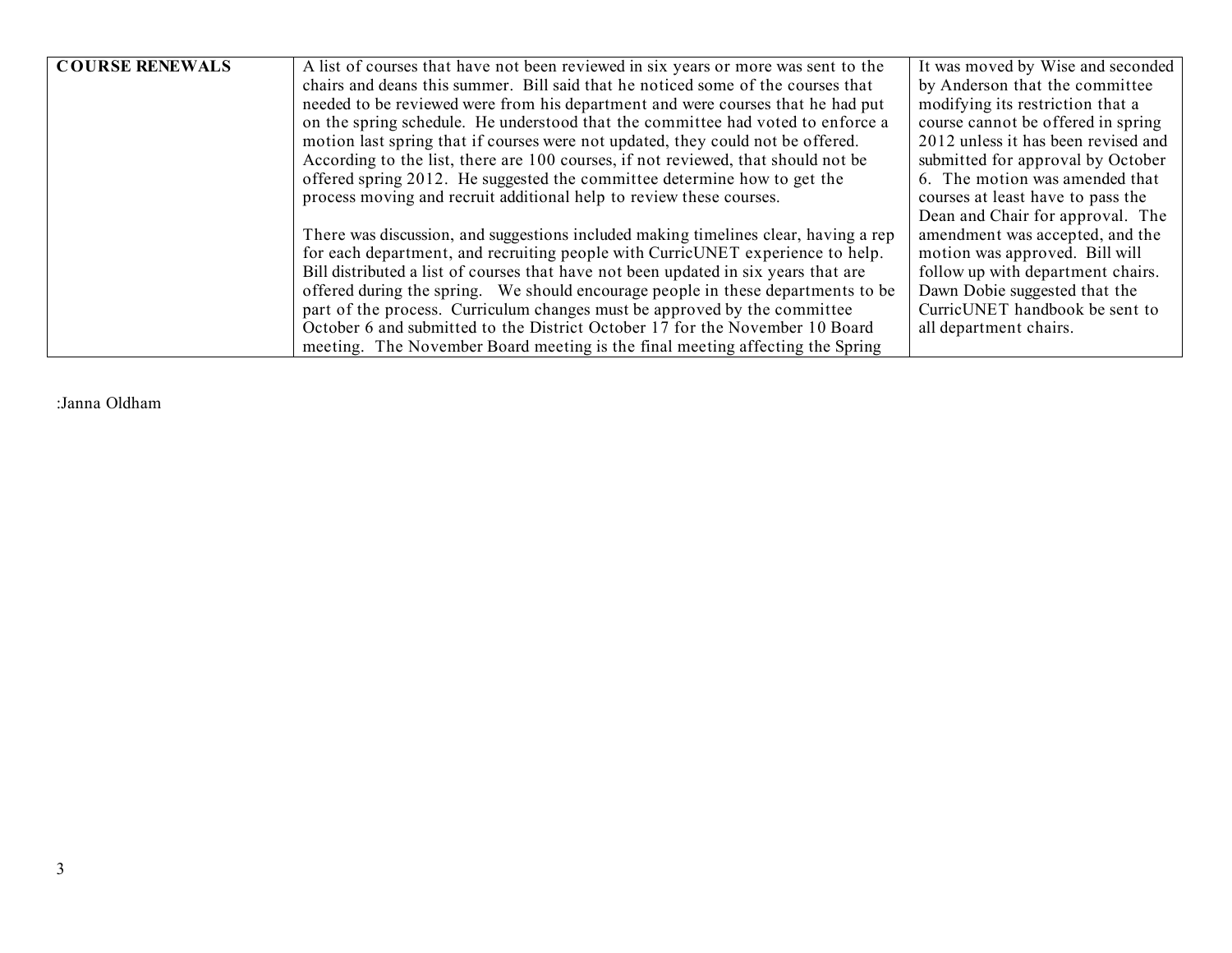| | | |
|---|---|---|
| **COURSE RENEWALS** | A list of courses that have not been reviewed in six years or more was sent to the chairs and deans this summer. Bill said that he noticed some of the courses that needed to be reviewed were from his department and were courses that he had put on the spring schedule. He understood that the committee had voted to enforce a motion last spring that if courses were not updated, they could not be offered. According to the list, there are 100 courses, if not reviewed, that should not be offered spring 2012. He suggested the committee determine how to get the process moving and recruit additional help to review these courses.<br><br>There was discussion, and suggestions included making timelines clear, having a rep for each department, and recruiting people with CurricUNET experience to help. Bill distributed a list of courses that have not been updated in six years that are offered during the spring. We should encourage people in these departments to be part of the process. Curriculum changes must be approved by the committee October 6 and submitted to the District October 17 for the November 10 Board meeting. The November Board meeting is the final meeting affecting the Spring | It was moved by Wise and seconded by Anderson that the committee modifying its restriction that a course cannot be offered in spring 2012 unless it has been revised and submitted for approval by October 6. The motion was amended that courses at least have to pass the Dean and Chair for approval. The amendment was accepted, and the motion was approved. Bill will follow up with department chairs. Dawn Dobie suggested that the CurricUNET handbook be sent to all department chairs. |

:Janna Oldham